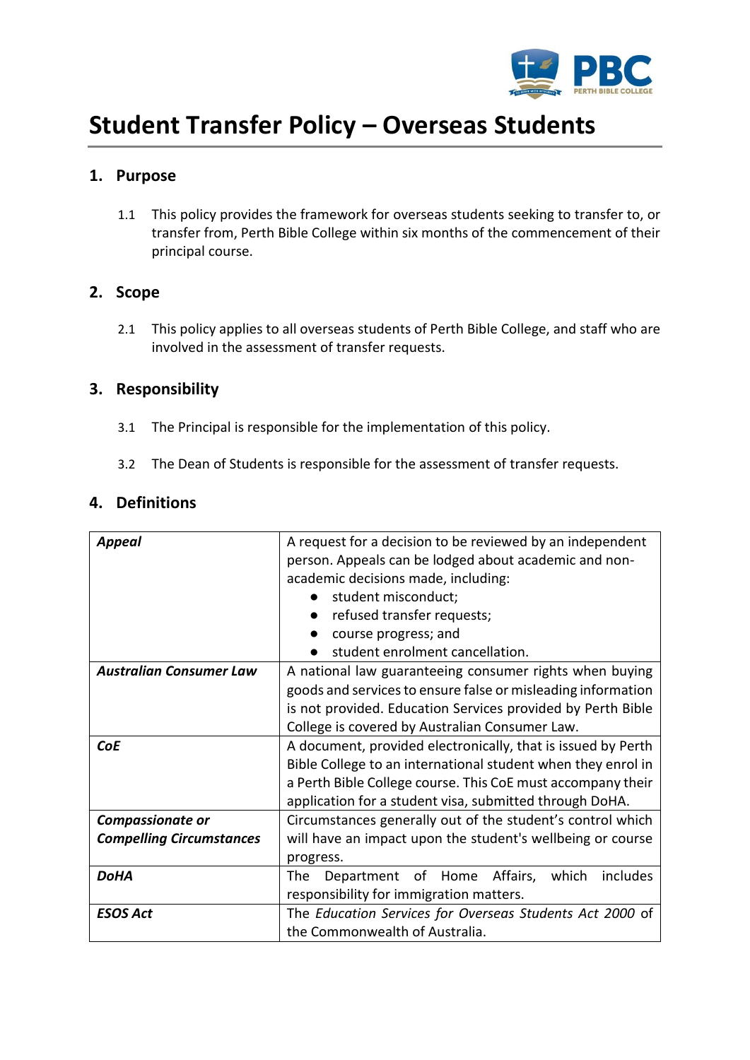# Student Transfer Policy – Overseas Students

## 1. Purpose

1.1 This policy provides the framework for overseas students seeking to transfer to, or transfer from, Perth Bible College within six months of the commencement of their principal course.

## 2. Scope

2.1 This policy applies to all overseas students of Perth Bible College, and staff who are involved in the assessment of transfer requests.

## 3. Responsibility

3.1 The Principal is responsible for the implementation of this policy.

3.2 The Dean of Students is responsible for the assessment of transfer requests.

## 4. Definitions

| | |
|---|---|
| ***Appeal*** | A request for a decision to be reviewed by an independent person. Appeals can be lodged about academic and non-academic decisions made, including:<br>● student misconduct;<br>● refused transfer requests;<br>● course progress; and<br>● student enrolment cancellation. |
| ***Australian Consumer Law*** | A national law guaranteeing consumer rights when buying goods and services to ensure false or misleading information is not provided. Education Services provided by Perth Bible College is covered by Australian Consumer Law. |
| ***CoE*** | A document, provided electronically, that is issued by Perth Bible College to an international student when they enrol in a Perth Bible College course. This CoE must accompany their application for a student visa, submitted through DoHA. |
| ***Compassionate or Compelling Circumstances*** | Circumstances generally out of the student's control which will have an impact upon the student's wellbeing or course progress. |
| ***DoHA*** | The Department of Home Affairs, which includes responsibility for immigration matters. |
| ***ESOS Act*** | The *Education Services for Overseas Students Act 2000* of the Commonwealth of Australia. |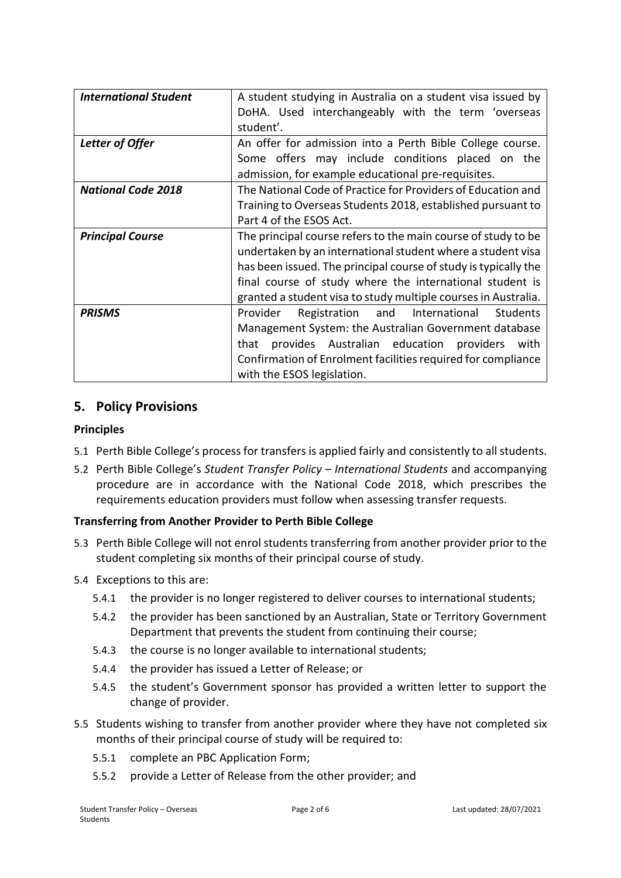| | |
|---|---|
| ***International Student*** | A student studying in Australia on a student visa issued by DoHA. Used interchangeably with the term 'overseas student'. |
| ***Letter of Offer*** | An offer for admission into a Perth Bible College course. Some offers may include conditions placed on the admission, for example educational pre-requisites. |
| ***National Code 2018*** | The National Code of Practice for Providers of Education and Training to Overseas Students 2018, established pursuant to Part 4 of the ESOS Act. |
| ***Principal Course*** | The principal course refers to the main course of study to be undertaken by an international student where a student visa has been issued. The principal course of study is typically the final course of study where the international student is granted a student visa to study multiple courses in Australia. |
| ***PRISMS*** | Provider Registration and International Students Management System: the Australian Government database that provides Australian education providers with Confirmation of Enrolment facilities required for compliance with the ESOS legislation. |

## 5. Policy Provisions

### Principles

5.1 Perth Bible College's process for transfers is applied fairly and consistently to all students.

5.2 Perth Bible College's *Student Transfer Policy – International Students* and accompanying procedure are in accordance with the National Code 2018, which prescribes the requirements education providers must follow when assessing transfer requests.

### Transferring from Another Provider to Perth Bible College

5.3 Perth Bible College will not enrol students transferring from another provider prior to the student completing six months of their principal course of study.

5.4 Exceptions to this are:

- 5.4.1 the provider is no longer registered to deliver courses to international students;
- 5.4.2 the provider has been sanctioned by an Australian, State or Territory Government Department that prevents the student from continuing their course;
- 5.4.3 the course is no longer available to international students;
- 5.4.4 the provider has issued a Letter of Release; or
- 5.4.5 the student's Government sponsor has provided a written letter to support the change of provider.

5.5 Students wishing to transfer from another provider where they have not completed six months of their principal course of study will be required to:

- 5.5.1 complete an PBC Application Form;
- 5.5.2 provide a Letter of Release from the other provider; and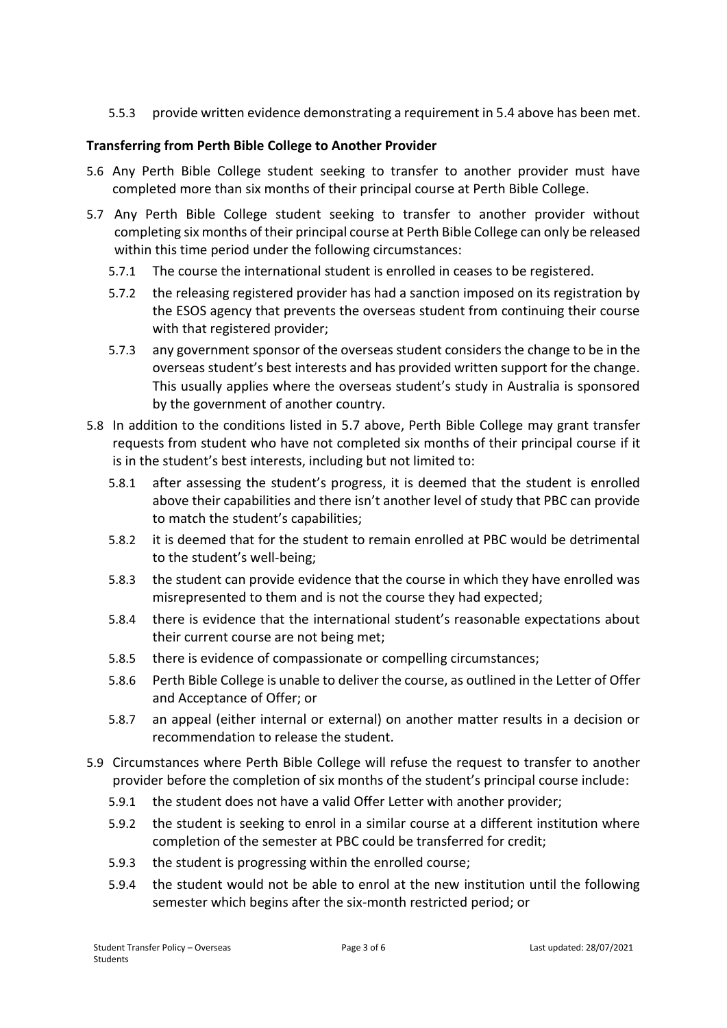5.5.3 provide written evidence demonstrating a requirement in 5.4 above has been met.

**Transferring from Perth Bible College to Another Provider**

5.6 Any Perth Bible College student seeking to transfer to another provider must have completed more than six months of their principal course at Perth Bible College.

5.7 Any Perth Bible College student seeking to transfer to another provider without completing six months of their principal course at Perth Bible College can only be released within this time period under the following circumstances:

5.7.1 The course the international student is enrolled in ceases to be registered.

5.7.2 the releasing registered provider has had a sanction imposed on its registration by the ESOS agency that prevents the overseas student from continuing their course with that registered provider;

5.7.3 any government sponsor of the overseas student considers the change to be in the overseas student's best interests and has provided written support for the change. This usually applies where the overseas student's study in Australia is sponsored by the government of another country.

5.8 In addition to the conditions listed in 5.7 above, Perth Bible College may grant transfer requests from student who have not completed six months of their principal course if it is in the student's best interests, including but not limited to:

5.8.1 after assessing the student's progress, it is deemed that the student is enrolled above their capabilities and there isn't another level of study that PBC can provide to match the student's capabilities;

5.8.2 it is deemed that for the student to remain enrolled at PBC would be detrimental to the student's well-being;

5.8.3 the student can provide evidence that the course in which they have enrolled was misrepresented to them and is not the course they had expected;

5.8.4 there is evidence that the international student's reasonable expectations about their current course are not being met;

5.8.5 there is evidence of compassionate or compelling circumstances;

5.8.6 Perth Bible College is unable to deliver the course, as outlined in the Letter of Offer and Acceptance of Offer; or

5.8.7 an appeal (either internal or external) on another matter results in a decision or recommendation to release the student.

5.9 Circumstances where Perth Bible College will refuse the request to transfer to another provider before the completion of six months of the student's principal course include:

5.9.1 the student does not have a valid Offer Letter with another provider;

5.9.2 the student is seeking to enrol in a similar course at a different institution where completion of the semester at PBC could be transferred for credit;

5.9.3 the student is progressing within the enrolled course;

5.9.4 the student would not be able to enrol at the new institution until the following semester which begins after the six-month restricted period; or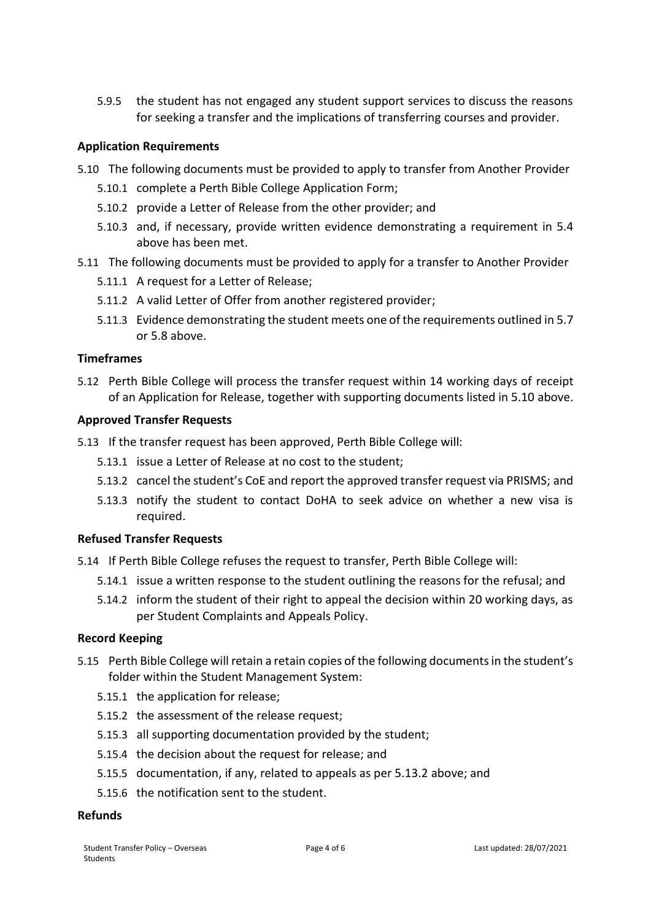5.9.5 the student has not engaged any student support services to discuss the reasons for seeking a transfer and the implications of transferring courses and provider.

**Application Requirements**

5.10 The following documents must be provided to apply to transfer from Another Provider

5.10.1 complete a Perth Bible College Application Form;

5.10.2 provide a Letter of Release from the other provider; and

5.10.3 and, if necessary, provide written evidence demonstrating a requirement in 5.4 above has been met.

5.11 The following documents must be provided to apply for a transfer to Another Provider

5.11.1 A request for a Letter of Release;

5.11.2 A valid Letter of Offer from another registered provider;

5.11.3 Evidence demonstrating the student meets one of the requirements outlined in 5.7 or 5.8 above.

**Timeframes**

5.12 Perth Bible College will process the transfer request within 14 working days of receipt of an Application for Release, together with supporting documents listed in 5.10 above.

**Approved Transfer Requests**

5.13 If the transfer request has been approved, Perth Bible College will:

5.13.1 issue a Letter of Release at no cost to the student;

5.13.2 cancel the student's CoE and report the approved transfer request via PRISMS; and

5.13.3 notify the student to contact DoHA to seek advice on whether a new visa is required.

**Refused Transfer Requests**

5.14 If Perth Bible College refuses the request to transfer, Perth Bible College will:

5.14.1 issue a written response to the student outlining the reasons for the refusal; and

5.14.2 inform the student of their right to appeal the decision within 20 working days, as per Student Complaints and Appeals Policy.

**Record Keeping**

5.15 Perth Bible College will retain a retain copies of the following documents in the student's folder within the Student Management System:

5.15.1 the application for release;

5.15.2 the assessment of the release request;

5.15.3 all supporting documentation provided by the student;

5.15.4 the decision about the request for release; and

5.15.5 documentation, if any, related to appeals as per 5.13.2 above; and

5.15.6 the notification sent to the student.

**Refunds**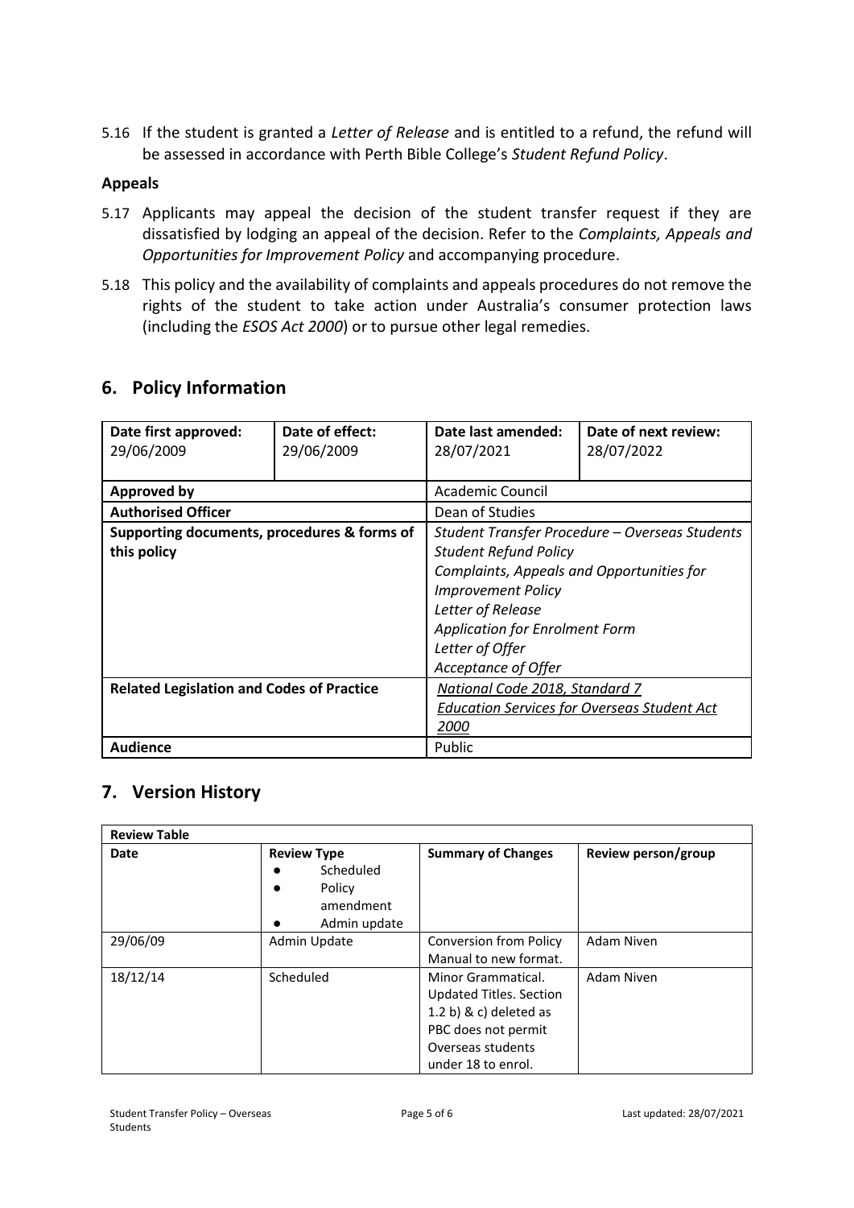5.16 If the student is granted a *Letter of Release* and is entitled to a refund, the refund will be assessed in accordance with Perth Bible College's *Student Refund Policy*.

**Appeals**

5.17 Applicants may appeal the decision of the student transfer request if they are dissatisfied by lodging an appeal of the decision. Refer to the *Complaints, Appeals and Opportunities for Improvement Policy* and accompanying procedure.

5.18 This policy and the availability of complaints and appeals procedures do not remove the rights of the student to take action under Australia's consumer protection laws (including the *ESOS Act 2000*) or to pursue other legal remedies.

## 6. Policy Information

| **Date first approved:** 29/06/2009 | **Date of effect:** 29/06/2009 | **Date last amended:** 28/07/2021 | **Date of next review:** 28/07/2022 |
|---|---|---|---|
| **Approved by** | | Academic Council | |
| **Authorised Officer** | | Dean of Studies | |
| **Supporting documents, procedures & forms of this policy** | | *Student Transfer Procedure – Overseas Students*<br>*Student Refund Policy*<br>*Complaints, Appeals and Opportunities for Improvement Policy*<br>*Letter of Release*<br>*Application for Enrolment Form*<br>*Letter of Offer*<br>*Acceptance of Offer* | |
| **Related Legislation and Codes of Practice** | | *National Code 2018, Standard 7*<br>*Education Services for Overseas Student Act 2000* | |
| **Audience** | | Public | |

## 7. Version History

| **Review Table** | | | |
|---|---|---|---|
| **Date** | **Review Type**<br>● Scheduled<br>● Policy amendment<br>● Admin update | **Summary of Changes** | **Review person/group** |
| 29/06/09 | Admin Update | Conversion from Policy Manual to new format. | Adam Niven |
| 18/12/14 | Scheduled | Minor Grammatical. Updated Titles. Section 1.2 b) & c) deleted as PBC does not permit Overseas students under 18 to enrol. | Adam Niven |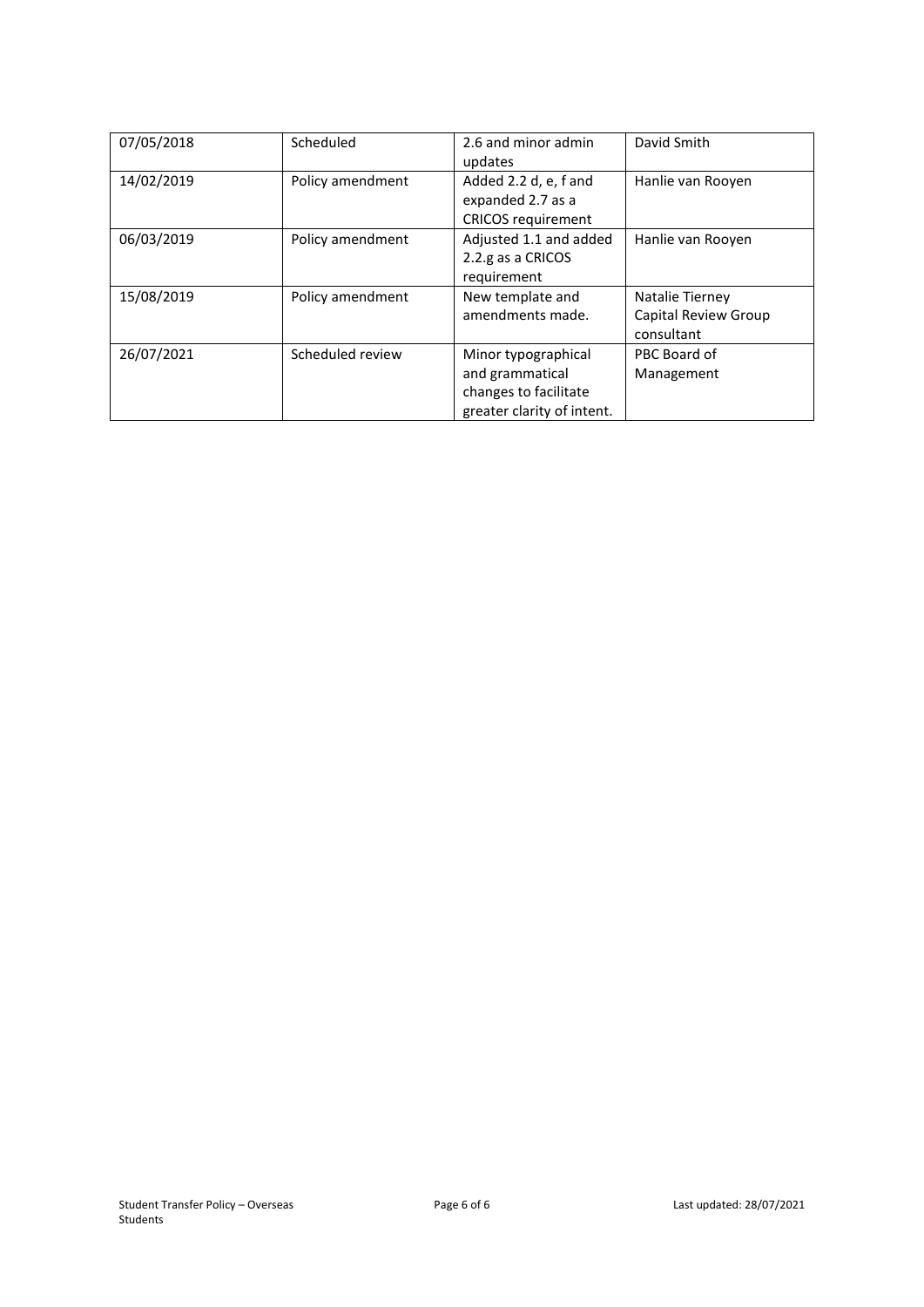| | | | |
|---|---|---|---|
| 07/05/2018 | Scheduled | 2.6 and minor admin updates | David Smith |
| 14/02/2019 | Policy amendment | Added 2.2 d, e, f and expanded 2.7 as a CRICOS requirement | Hanlie van Rooyen |
| 06/03/2019 | Policy amendment | Adjusted 1.1 and added 2.2.g as a CRICOS requirement | Hanlie van Rooyen |
| 15/08/2019 | Policy amendment | New template and amendments made. | Natalie Tierney Capital Review Group consultant |
| 26/07/2021 | Scheduled review | Minor typographical and grammatical changes to facilitate greater clarity of intent. | PBC Board of Management |